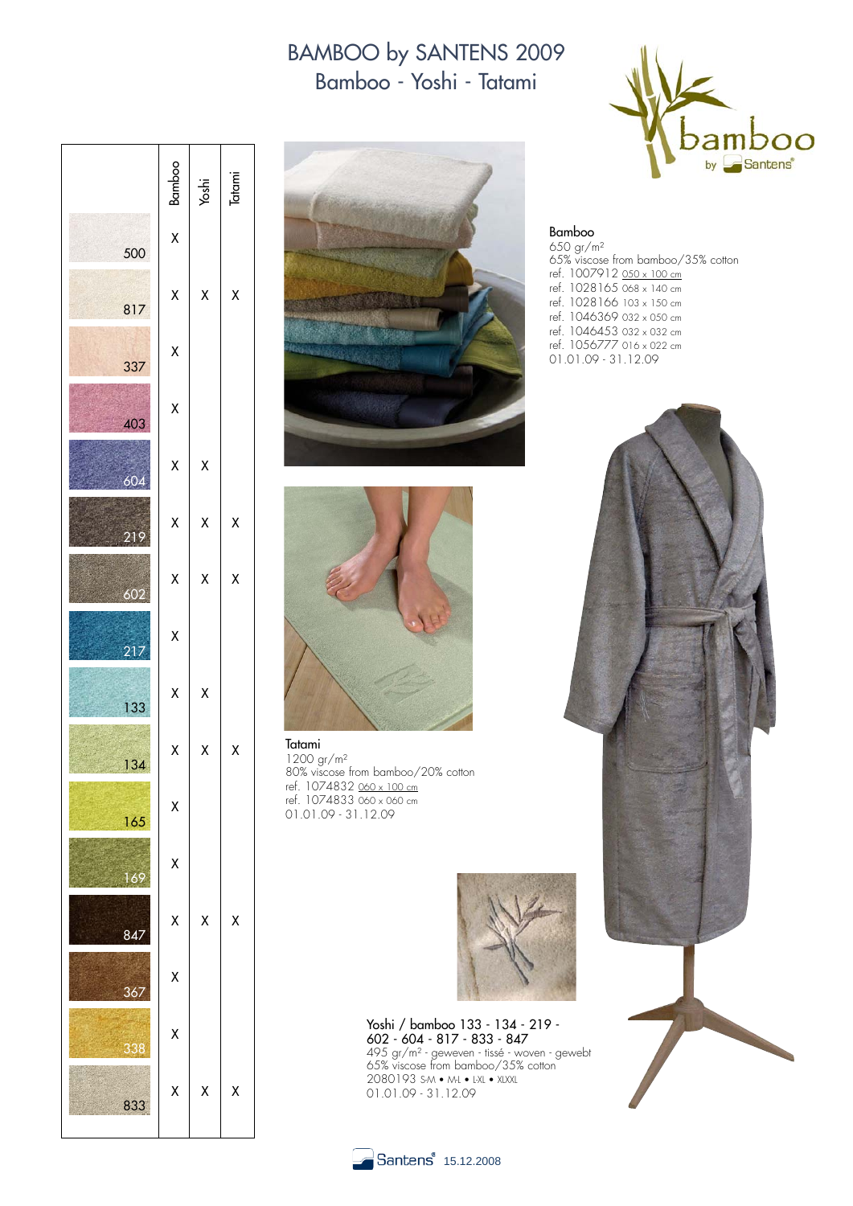# BAMBOO by SANTENS 2009

## Bamboo - Yoshi - Tatami

| | Bamboo | Yoshi | Tatami |
|---|---|---|---|
| 500 | X | | |
| 817 | X | X | X |
| 337 | X | | |
| 403 | X | | |
| 604 | X | X | |
| 219 | X | X | X |
| 602 | X | X | X |
| 217 | X | | |
| 133 | X | X | |
| 134 | X | X | X |
| 165 | X | | |
| 169 | X | | |
| 847 | X | X | X |
| 367 | X | | |
| 338 | X | | |
| 833 | X | X | X |

**Bamboo**
650 gr/m²
65% viscose from bamboo/35% cotton
ref. 1007912 050 x 100 cm
ref. 1028165 068 x 140 cm
ref. 1028166 103 x 150 cm
ref. 1046369 032 x 050 cm
ref. 1046453 032 x 032 cm
ref. 1056777 016 x 022 cm
01.01.09 - 31.12.09

**Tatami**
1200 gr/m²
80% viscose from bamboo/20% cotton
ref. 1074832 060 x 100 cm
ref. 1074833 060 x 060 cm
01.01.09 - 31.12.09

**Yoshi / bamboo 133 - 134 - 219 - 602 - 604 - 817 - 833 - 847**
495 gr/m² - geweven - tissé - woven - gewebt
65% viscose from bamboo/35% cotton
2080193 S-M • M-L • L-XL • XLXXL
01.01.09 - 31.12.09

Santens 15.12.2008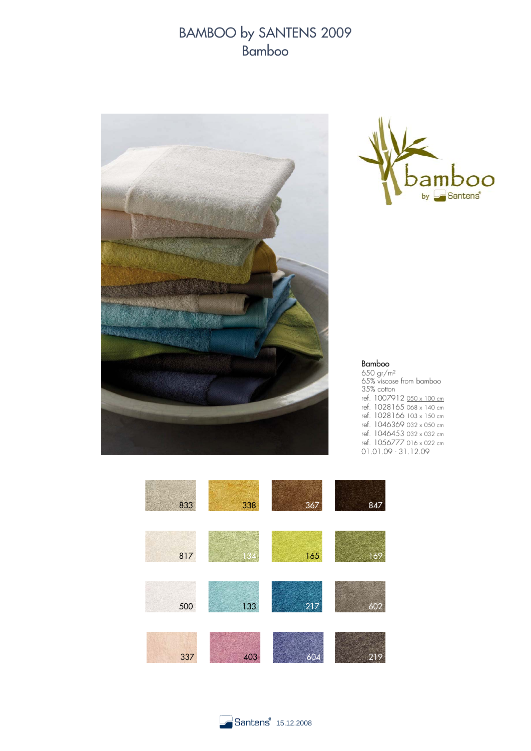# BAMBOO by SANTENS 2009

## Bamboo

**Bamboo**

650 gr/m²
65% viscose from bamboo
35% cotton
ref. 1007912 050 x 100 cm
ref. 1028165 068 x 140 cm
ref. 1028166 103 x 150 cm
ref. 1046369 032 x 050 cm
ref. 1046453 032 x 032 cm
ref. 1056777 016 x 022 cm
01.01.09 - 31.12.09

| | | | |
|---|---|---|---|
| 833 | 338 | 367 | 847 |
| 817 | 134 | 165 | 169 |
| 500 | 133 | 217 | 602 |
| 337 | 403 | 604 | 219 |

15.12.2008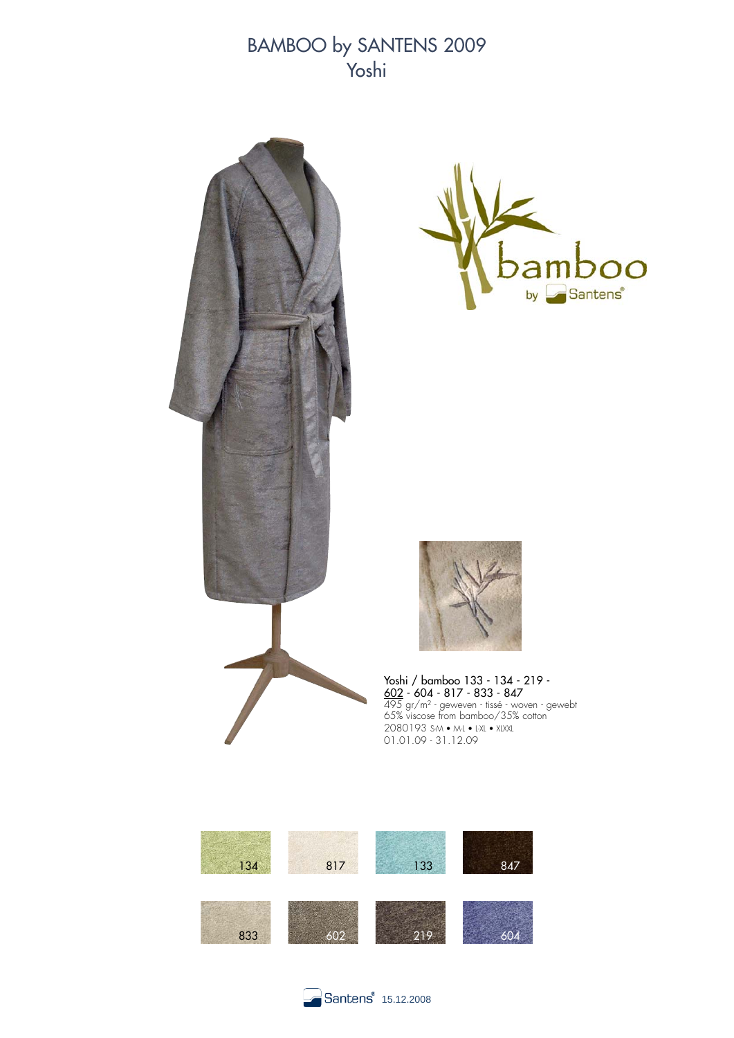# BAMBOO by SANTENS 2009
## Yoshi

Yoshi / bamboo 133 - 134 - 219 - 602 - 604 - 817 - 833 - 847
495 gr/m² - geweven - tissé - woven - gewebt
65% viscose from bamboo/35% cotton
2080193 S-M • M-L • L-XL • XL-XXL
01.01.09 - 31.12.09

134 817 133 847

833 602 219 604

Santens 15.12.2008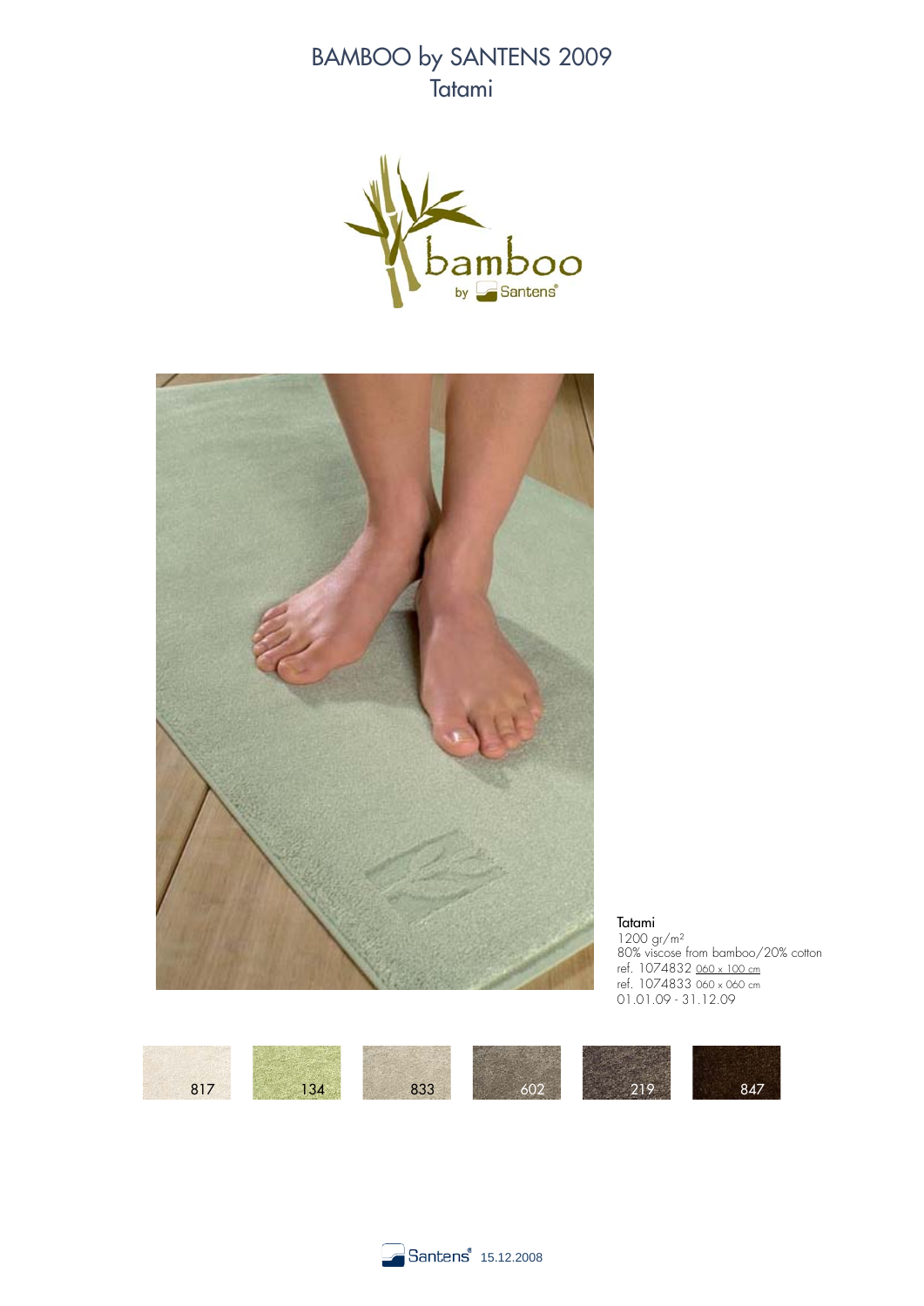# BAMBOO by SANTENS 2009

## Tatami

Tatami
1200 gr/m²
80% viscose from bamboo/20% cotton
ref. 1074832 060 x 100 cm
ref. 1074833 060 x 060 cm
01.01.09 - 31.12.09

817 134 833 602 219 847

Santens 15.12.2008